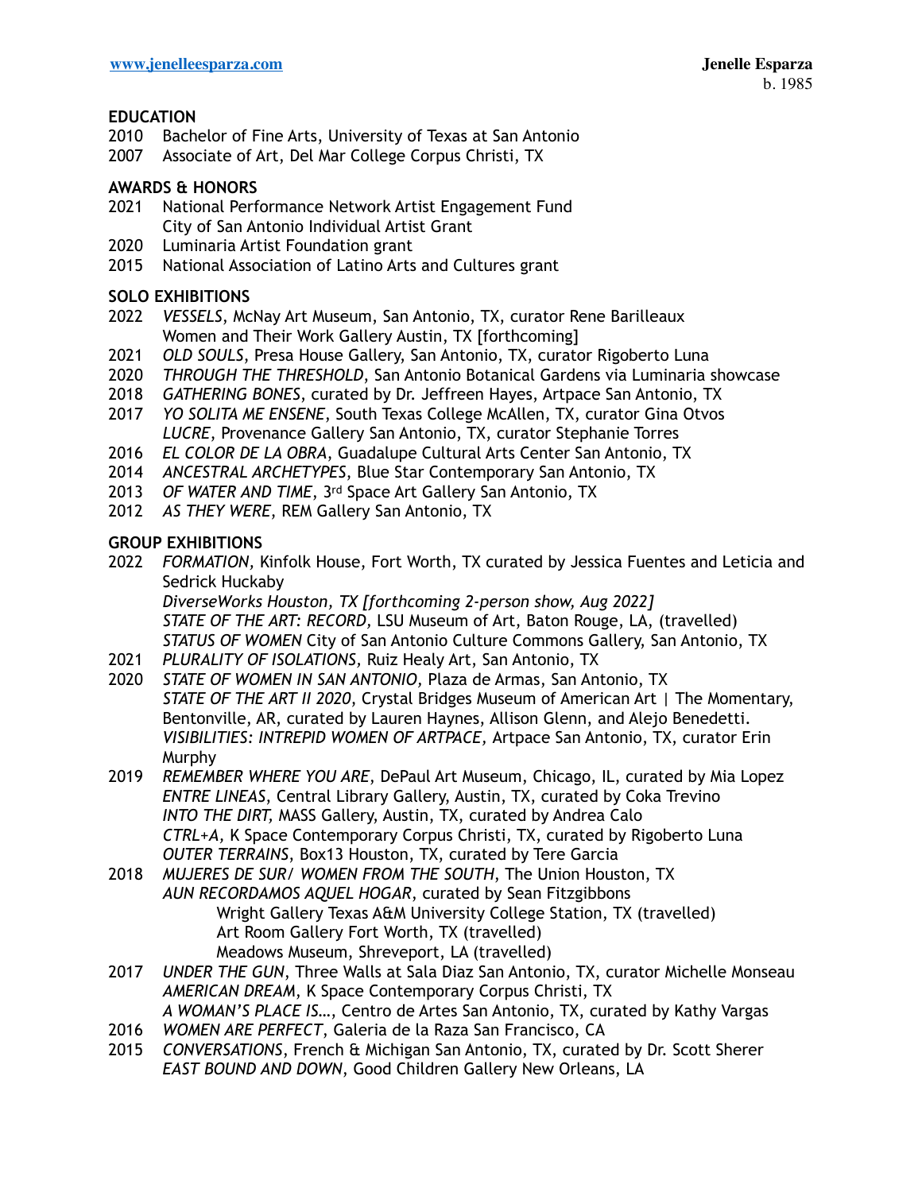www.jenelleesparza.com

**Jenelle Esparza**
b. 1985

## EDUCATION

2010 Bachelor of Fine Arts, University of Texas at San Antonio
2007 Associate of Art, Del Mar College Corpus Christi, TX

## AWARDS & HONORS

2021 National Performance Network Artist Engagement Fund
City of San Antonio Individual Artist Grant
2020 Luminaria Artist Foundation grant
2015 National Association of Latino Arts and Cultures grant

## SOLO EXHIBITIONS

2022 *VESSELS*, McNay Art Museum, San Antonio, TX, curator Rene Barilleaux
Women and Their Work Gallery Austin, TX [forthcoming]
2021 *OLD SOULS*, Presa House Gallery, San Antonio, TX, curator Rigoberto Luna
2020 *THROUGH THE THRESHOLD*, San Antonio Botanical Gardens via Luminaria showcase
2018 *GATHERING BONES*, curated by Dr. Jeffreen Hayes, Artpace San Antonio, TX
2017 *YO SOLITA ME ENSENE*, South Texas College McAllen, TX, curator Gina Otvos
*LUCRE*, Provenance Gallery San Antonio, TX, curator Stephanie Torres
2016 *EL COLOR DE LA OBRA*, Guadalupe Cultural Arts Center San Antonio, TX
2014 *ANCESTRAL ARCHETYPES*, Blue Star Contemporary San Antonio, TX
2013 *OF WATER AND TIME*, 3rd Space Art Gallery San Antonio, TX
2012 *AS THEY WERE*, REM Gallery San Antonio, TX

## GROUP EXHIBITIONS

2022 *FORMATION*, Kinfolk House, Fort Worth, TX curated by Jessica Fuentes and Leticia and Sedrick Huckaby
*DiverseWorks Houston, TX [forthcoming 2-person show, Aug 2022]*
*STATE OF THE ART: RECORD,* LSU Museum of Art, Baton Rouge, LA, (travelled)
*STATUS OF WOMEN* City of San Antonio Culture Commons Gallery, San Antonio, TX
2021 *PLURALITY OF ISOLATIONS,* Ruiz Healy Art, San Antonio, TX
2020 *STATE OF WOMEN IN SAN ANTONIO,* Plaza de Armas, San Antonio, TX
*STATE OF THE ART II 2020*, Crystal Bridges Museum of American Art | The Momentary, Bentonville, AR, curated by Lauren Haynes, Allison Glenn, and Alejo Benedetti.
*VISIBILITIES: INTREPID WOMEN OF ARTPACE,* Artpace San Antonio, TX, curator Erin Murphy
2019 *REMEMBER WHERE YOU ARE*, DePaul Art Museum, Chicago, IL, curated by Mia Lopez
*ENTRE LINEAS,* Central Library Gallery, Austin, TX, curated by Coka Trevino
*INTO THE DIRT,* MASS Gallery, Austin, TX, curated by Andrea Calo
*CTRL+A,* K Space Contemporary Corpus Christi, TX, curated by Rigoberto Luna
*OUTER TERRAINS*, Box13 Houston, TX, curated by Tere Garcia
2018 *MUJERES DE SUR/ WOMEN FROM THE SOUTH*, The Union Houston, TX
*AUN RECORDAMOS AQUEL HOGAR*, curated by Sean Fitzgibbons
Wright Gallery Texas A&M University College Station, TX (travelled)
Art Room Gallery Fort Worth, TX (travelled)
Meadows Museum, Shreveport, LA (travelled)
2017 *UNDER THE GUN*, Three Walls at Sala Diaz San Antonio, TX, curator Michelle Monseau
*AMERICAN DREAM*, K Space Contemporary Corpus Christi, TX
*A WOMAN'S PLACE IS…*, Centro de Artes San Antonio, TX, curated by Kathy Vargas
2016 *WOMEN ARE PERFECT*, Galeria de la Raza San Francisco, CA
2015 *CONVERSATIONS*, French & Michigan San Antonio, TX, curated by Dr. Scott Sherer
*EAST BOUND AND DOWN*, Good Children Gallery New Orleans, LA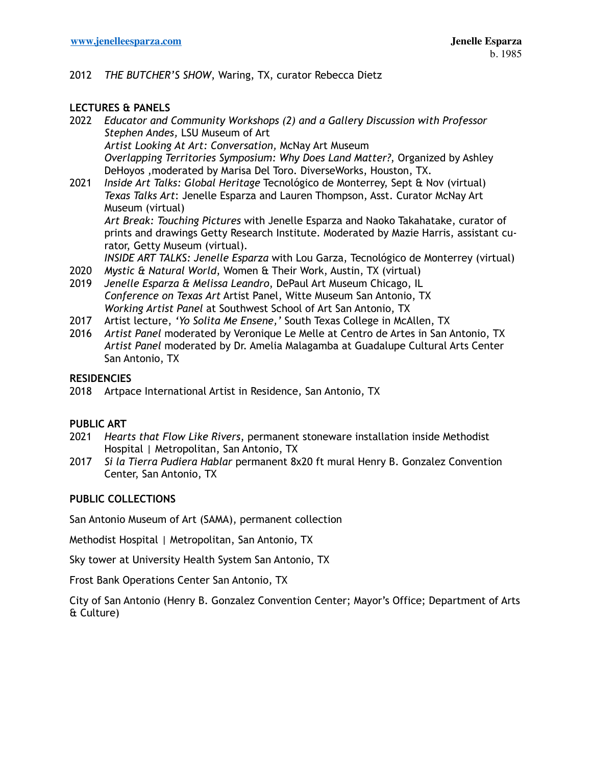2012 *THE BUTCHER'S SHOW*, Waring, TX, curator Rebecca Dietz

**LECTURES & PANELS**

2022 *Educator and Community Workshops (2) and a Gallery Discussion with Professor Stephen Andes,* LSU Museum of Art
*Artist Looking At Art: Conversation*, McNay Art Museum
*Overlapping Territories Symposium: Why Does Land Matter?*, Organized by Ashley DeHoyos ,moderated by Marisa Del Toro. DiverseWorks, Houston, TX.

2021 *Inside Art Talks: Global Heritage* Tecnológico de Monterrey, Sept & Nov (virtual)
*Texas Talks Art*: Jenelle Esparza and Lauren Thompson, Asst. Curator McNay Art Museum (virtual)
*Art Break: Touching Pictures* with Jenelle Esparza and Naoko Takahatake, curator of prints and drawings Getty Research Institute. Moderated by Mazie Harris, assistant curator, Getty Museum (virtual).
*INSIDE ART TALKS: Jenelle Esparza* with Lou Garza, Tecnológico de Monterrey (virtual)

2020 *Mystic & Natural World*, Women & Their Work, Austin, TX (virtual)

2019 *Jenelle Esparza & Melissa Leandro*, DePaul Art Museum Chicago, IL
*Conference on Texas Art* Artist Panel, Witte Museum San Antonio, TX
*Working Artist Panel* at Southwest School of Art San Antonio, TX

2017 Artist lecture, *'Yo Solita Me Ensene,'* South Texas College in McAllen, TX

2016 *Artist Panel* moderated by Veronique Le Melle at Centro de Artes in San Antonio, TX
*Artist Panel* moderated by Dr. Amelia Malagamba at Guadalupe Cultural Arts Center San Antonio, TX

**RESIDENCIES**

2018 Artpace International Artist in Residence, San Antonio, TX

**PUBLIC ART**

2021 *Hearts that Flow Like Rivers*, permanent stoneware installation inside Methodist Hospital | Metropolitan, San Antonio, TX

2017 *Si la Tierra Pudiera Hablar* permanent 8x20 ft mural Henry B. Gonzalez Convention Center, San Antonio, TX

**PUBLIC COLLECTIONS**

San Antonio Museum of Art (SAMA), permanent collection

Methodist Hospital | Metropolitan, San Antonio, TX

Sky tower at University Health System San Antonio, TX

Frost Bank Operations Center San Antonio, TX

City of San Antonio (Henry B. Gonzalez Convention Center; Mayor's Office; Department of Arts & Culture)